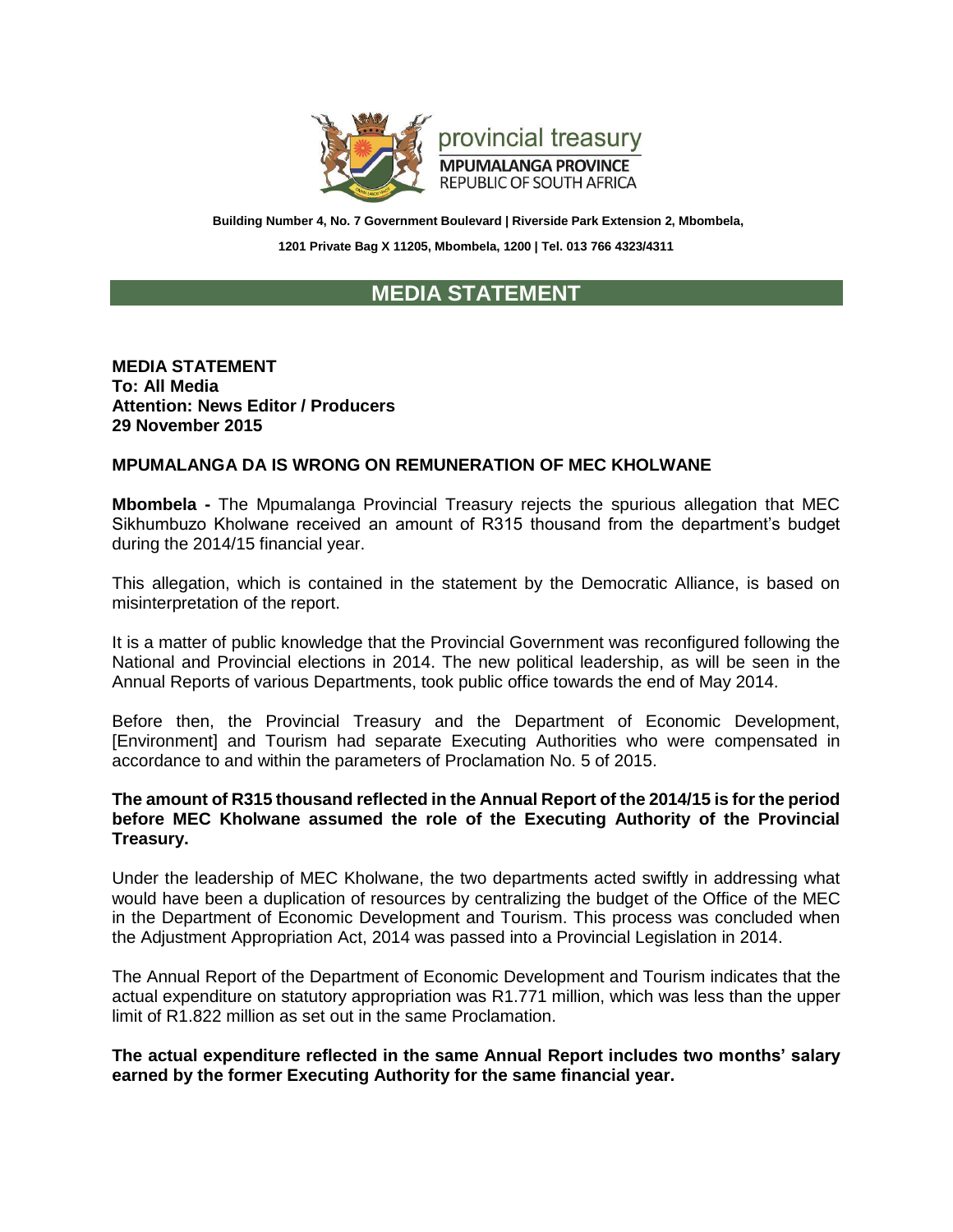provincial treasury
MPUMALANGA PROVINCE
REPUBLIC OF SOUTH AFRICA

**Building Number 4, No. 7 Government Boulevard | Riverside Park Extension 2, Mbombela,**

**1201 Private Bag X 11205, Mbombela, 1200 | Tel. 013 766 4323/4311**

# MEDIA STATEMENT

**MEDIA STATEMENT**
**To: All Media**
**Attention: News Editor / Producers**
**29 November 2015**

## MPUMALANGA DA IS WRONG ON REMUNERATION OF MEC KHOLWANE

**Mbombela -** The Mpumalanga Provincial Treasury rejects the spurious allegation that MEC Sikhumbuzo Kholwane received an amount of R315 thousand from the department's budget during the 2014/15 financial year.

This allegation, which is contained in the statement by the Democratic Alliance, is based on misinterpretation of the report.

It is a matter of public knowledge that the Provincial Government was reconfigured following the National and Provincial elections in 2014. The new political leadership, as will be seen in the Annual Reports of various Departments, took public office towards the end of May 2014.

Before then, the Provincial Treasury and the Department of Economic Development, [Environment] and Tourism had separate Executing Authorities who were compensated in accordance to and within the parameters of Proclamation No. 5 of 2015.

**The amount of R315 thousand reflected in the Annual Report of the 2014/15 is for the period before MEC Kholwane assumed the role of the Executing Authority of the Provincial Treasury.**

Under the leadership of MEC Kholwane, the two departments acted swiftly in addressing what would have been a duplication of resources by centralizing the budget of the Office of the MEC in the Department of Economic Development and Tourism. This process was concluded when the Adjustment Appropriation Act, 2014 was passed into a Provincial Legislation in 2014.

The Annual Report of the Department of Economic Development and Tourism indicates that the actual expenditure on statutory appropriation was R1.771 million, which was less than the upper limit of R1.822 million as set out in the same Proclamation.

**The actual expenditure reflected in the same Annual Report includes two months' salary earned by the former Executing Authority for the same financial year.**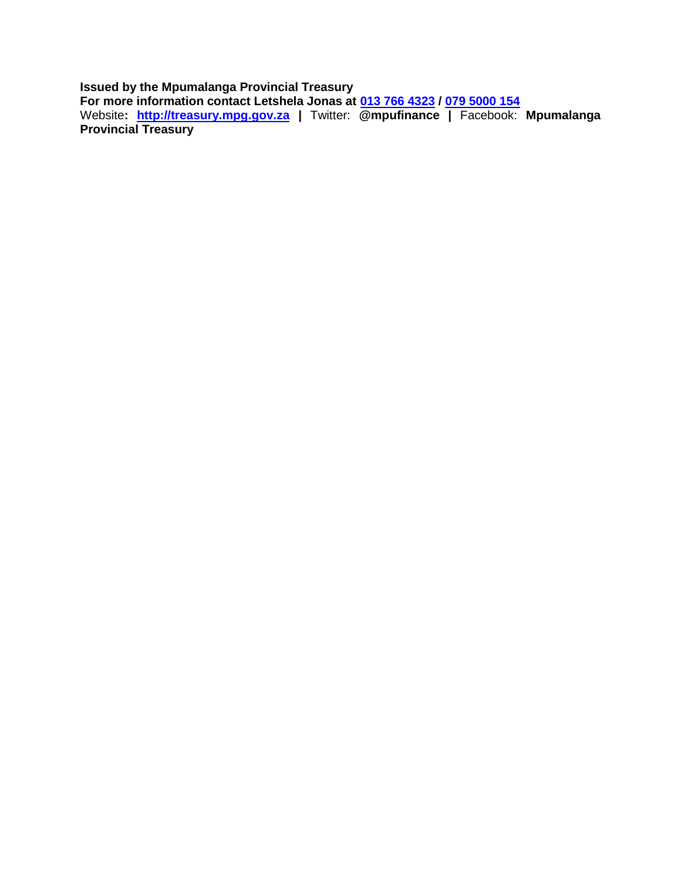**Issued by the Mpumalanga Provincial Treasury**
**For more information contact Letshela Jonas at 013 766 4323 / 079 5000 154**
Website**: http://treasury.mpg.gov.za |** Twitter: @**mpufinance |** Facebook: **Mpumalanga Provincial Treasury**